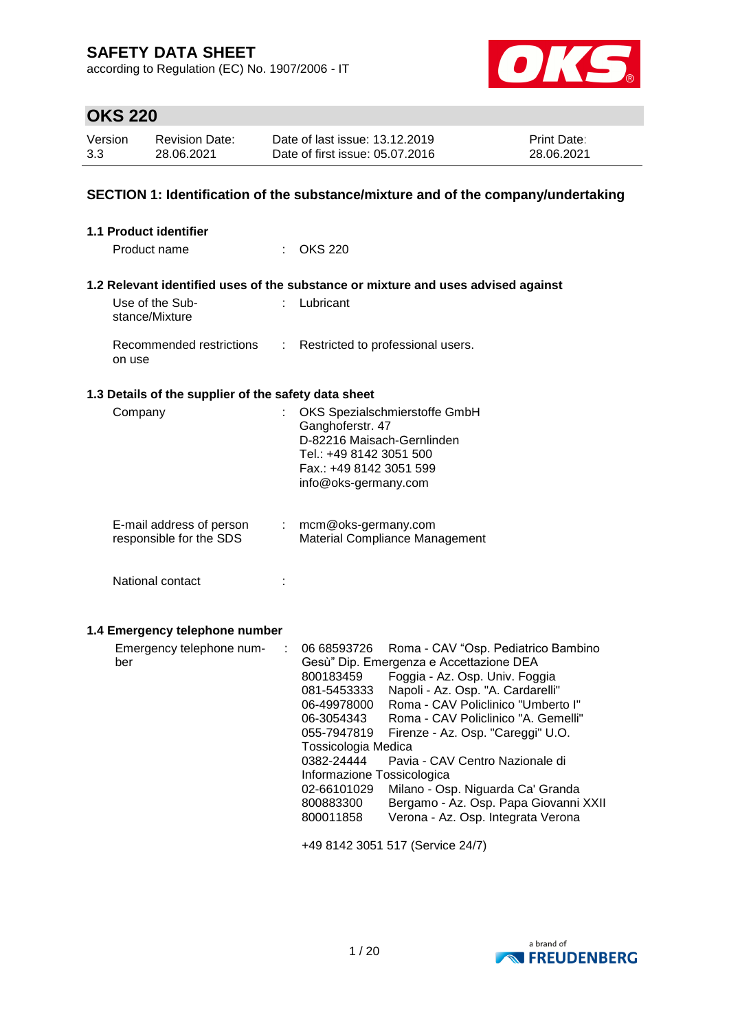# SAFETY DATA SHEET

according to Regulation (EC) No. 1907/2006 - IT

## OKS 220

| Version | Revision Date: | Date of last issue: 13.12.2019 | Print Date: |
|---|---|---|---|
| 3.3 | 28.06.2021 | Date of first issue: 05.07.2016 | 28.06.2021 |

## SECTION 1: Identification of the substance/mixture and of the company/undertaking

### 1.1 Product identifier

Product name : OKS 220

### 1.2 Relevant identified uses of the substance or mixture and uses advised against

Use of the Substance/Mixture : Lubricant

Recommended restrictions on use : Restricted to professional users.

### 1.3 Details of the supplier of the safety data sheet

Company : OKS Spezialschmierstoffe GmbH
Ganghoferstr. 47
D-82216 Maisach-Gernlinden
Tel.: +49 8142 3051 500
Fax.: +49 8142 3051 599
info@oks-germany.com

E-mail address of person responsible for the SDS : mcm@oks-germany.com
Material Compliance Management

National contact :

### 1.4 Emergency telephone number

Emergency telephone number :
06 68593726 Roma - CAV "Osp. Pediatrico Bambino Gesù" Dip. Emergenza e Accettazione DEA
800183459 Foggia - Az. Osp. Univ. Foggia
081-5453333 Napoli - Az. Osp. "A. Cardarelli"
06-49978000 Roma - CAV Policlinico "Umberto I"
06-3054343 Roma - CAV Policlinico "A. Gemelli"
055-7947819 Firenze - Az. Osp. "Careggi" U.O. Tossicologia Medica
0382-24444 Pavia - CAV Centro Nazionale di Informazione Tossicologica
02-66101029 Milano - Osp. Niguarda Ca' Granda
800883300 Bergamo - Az. Osp. Papa Giovanni XXII
800011858 Verona - Az. Osp. Integrata Verona

+49 8142 3051 517 (Service 24/7)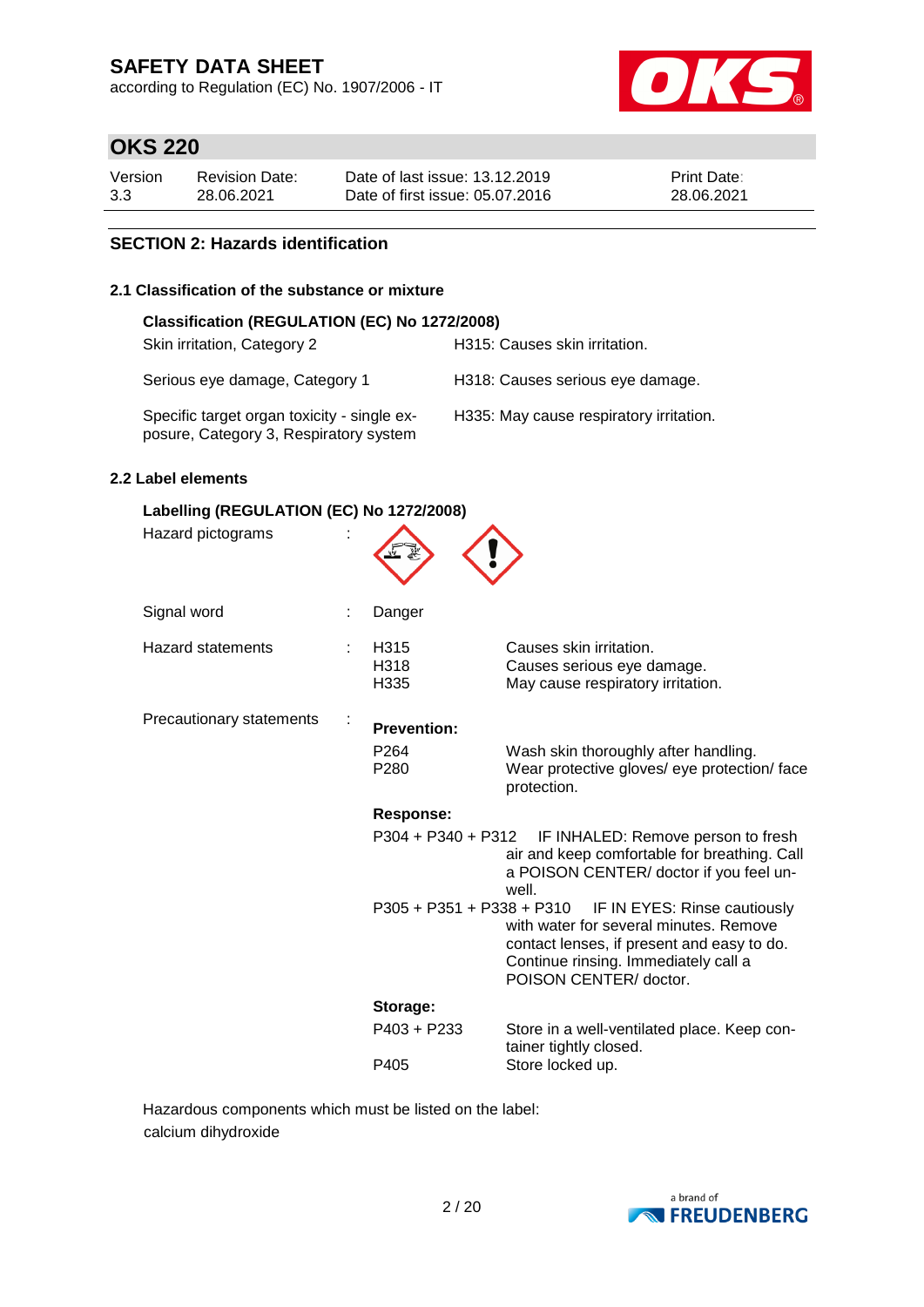## SECTION 2: Hazards identification

### 2.1 Classification of the substance or mixture

**Classification (REGULATION (EC) No 1272/2008)**

| | |
|---|---|
| Skin irritation, Category 2 | H315: Causes skin irritation. |
| Serious eye damage, Category 1 | H318: Causes serious eye damage. |
| Specific target organ toxicity - single exposure, Category 3, Respiratory system | H335: May cause respiratory irritation. |

### 2.2 Label elements

**Labelling (REGULATION (EC) No 1272/2008)**

Hazard pictograms :

Signal word : Danger

Hazard statements :

| | |
|---|---|
| H315 | Causes skin irritation. |
| H318 | Causes serious eye damage. |
| H335 | May cause respiratory irritation. |

Precautionary statements :

**Prevention:**

| | |
|---|---|
| P264 | Wash skin thoroughly after handling. |
| P280 | Wear protective gloves/ eye protection/ face protection. |

**Response:**

| | |
|---|---|
| P304 + P340 + P312 | IF INHALED: Remove person to fresh air and keep comfortable for breathing. Call a POISON CENTER/ doctor if you feel unwell. |
| P305 + P351 + P338 + P310 | IF IN EYES: Rinse cautiously with water for several minutes. Remove contact lenses, if present and easy to do. Continue rinsing. Immediately call a POISON CENTER/ doctor. |

**Storage:**

| | |
|---|---|
| P403 + P233 | Store in a well-ventilated place. Keep container tightly closed. |
| P405 | Store locked up. |

Hazardous components which must be listed on the label:
calcium dihydroxide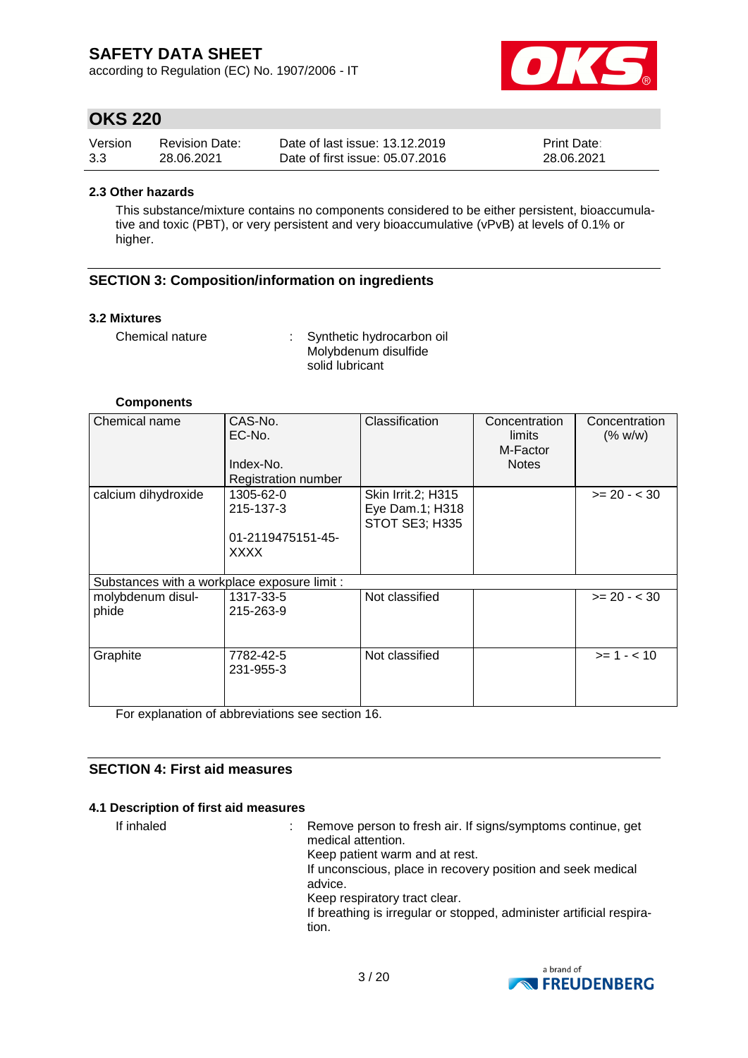### 2.3 Other hazards

This substance/mixture contains no components considered to be either persistent, bioaccumulative and toxic (PBT), or very persistent and very bioaccumulative (vPvB) at levels of 0.1% or higher.

## SECTION 3: Composition/information on ingredients

### 3.2 Mixtures

Chemical nature : Synthetic hydrocarbon oil
Molybdenum disulfide
solid lubricant

**Components**

| Chemical name | CAS-No.<br>EC-No.<br><br>Index-No.<br>Registration number | Classification | Concentration limits<br>M-Factor<br>Notes | Concentration (% w/w) |
|---|---|---|---|---|
| calcium dihydroxide | 1305-62-0<br>215-137-3<br><br>01-2119475151-45-XXXX | Skin Irrit.2; H315<br>Eye Dam.1; H318<br>STOT SE3; H335 | | >= 20 - < 30 |
| Substances with a workplace exposure limit : | | | | |
| molybdenum disulphide | 1317-33-5<br>215-263-9 | Not classified | | >= 20 - < 30 |
| Graphite | 7782-42-5<br>231-955-3 | Not classified | | >= 1 - < 10 |

For explanation of abbreviations see section 16.

## SECTION 4: First aid measures

### 4.1 Description of first aid measures

If inhaled : Remove person to fresh air. If signs/symptoms continue, get medical attention.
Keep patient warm and at rest.
If unconscious, place in recovery position and seek medical advice.
Keep respiratory tract clear.
If breathing is irregular or stopped, administer artificial respiration.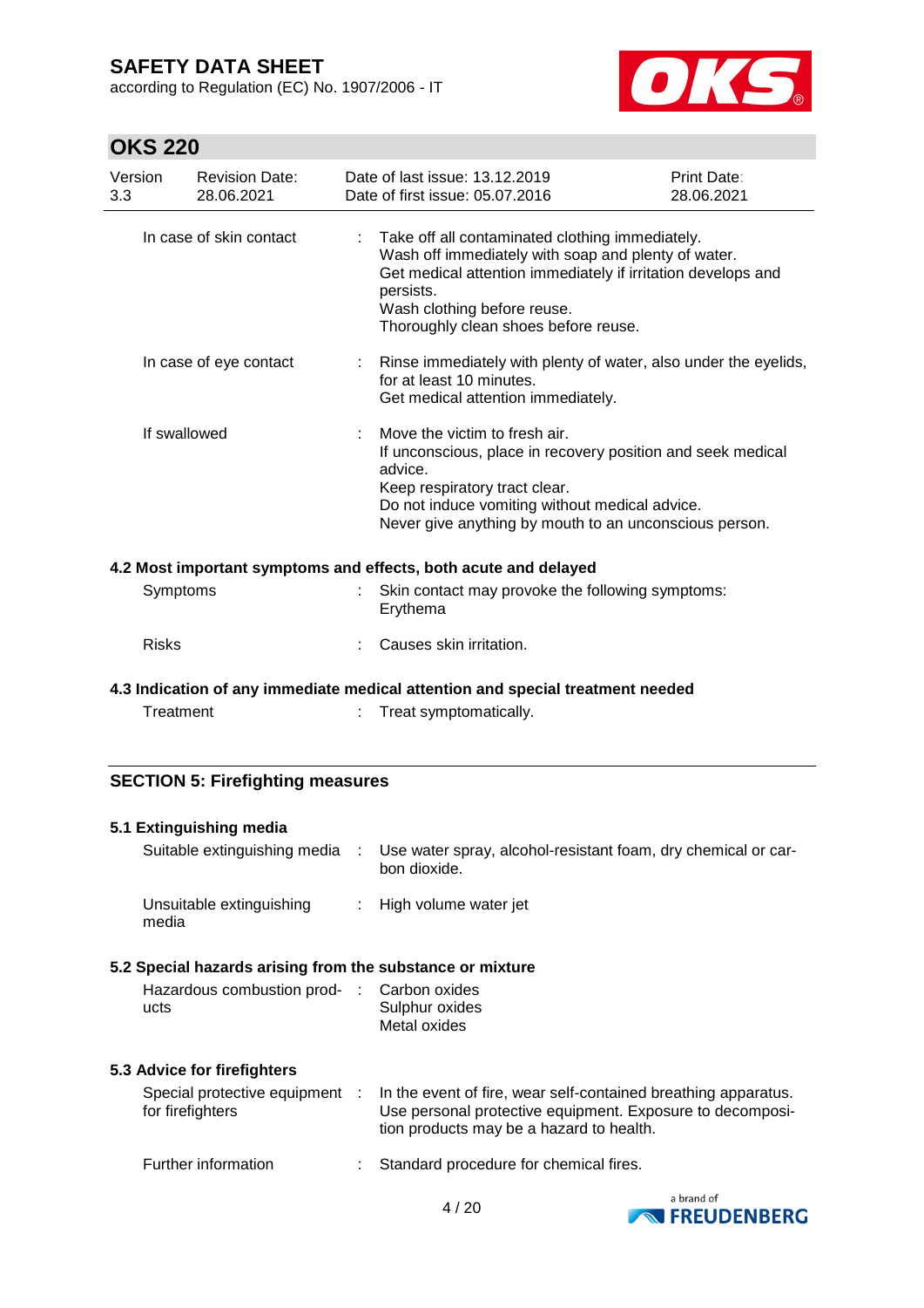| | |
|---|---|
| In case of skin contact | : Take off all contaminated clothing immediately.<br>Wash off immediately with soap and plenty of water.<br>Get medical attention immediately if irritation develops and persists.<br>Wash clothing before reuse.<br>Thoroughly clean shoes before reuse. |
| In case of eye contact | : Rinse immediately with plenty of water, also under the eyelids, for at least 10 minutes.<br>Get medical attention immediately. |
| If swallowed | : Move the victim to fresh air.<br>If unconscious, place in recovery position and seek medical advice.<br>Keep respiratory tract clear.<br>Do not induce vomiting without medical advice.<br>Never give anything by mouth to an unconscious person. |

**4.2 Most important symptoms and effects, both acute and delayed**

| | |
|---|---|
| Symptoms | : Skin contact may provoke the following symptoms:<br>Erythema |
| Risks | : Causes skin irritation. |

**4.3 Indication of any immediate medical attention and special treatment needed**

| | |
|---|---|
| Treatment | : Treat symptomatically. |

## SECTION 5: Firefighting measures

**5.1 Extinguishing media**

| | |
|---|---|
| Suitable extinguishing media | : Use water spray, alcohol-resistant foam, dry chemical or carbon dioxide. |
| Unsuitable extinguishing media | : High volume water jet |

**5.2 Special hazards arising from the substance or mixture**

| | |
|---|---|
| Hazardous combustion products | : Carbon oxides<br>Sulphur oxides<br>Metal oxides |

**5.3 Advice for firefighters**

| | |
|---|---|
| Special protective equipment for firefighters | : In the event of fire, wear self-contained breathing apparatus.<br>Use personal protective equipment. Exposure to decomposition products may be a hazard to health. |
| Further information | : Standard procedure for chemical fires. |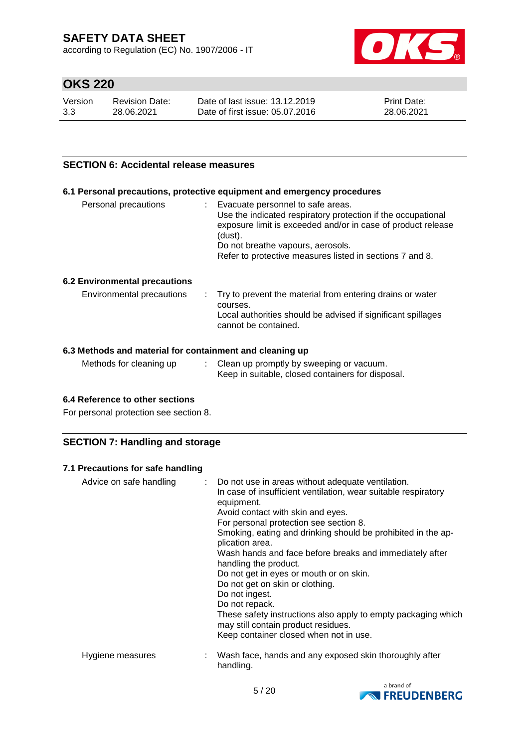## SECTION 6: Accidental release measures

### 6.1 Personal precautions, protective equipment and emergency procedures

| | |
|---|---|
| Personal precautions | : Evacuate personnel to safe areas.<br>Use the indicated respiratory protection if the occupational exposure limit is exceeded and/or in case of product release (dust).<br>Do not breathe vapours, aerosols.<br>Refer to protective measures listed in sections 7 and 8. |

### 6.2 Environmental precautions

| | |
|---|---|
| Environmental precautions | : Try to prevent the material from entering drains or water courses.<br>Local authorities should be advised if significant spillages cannot be contained. |

### 6.3 Methods and material for containment and cleaning up

| | |
|---|---|
| Methods for cleaning up | : Clean up promptly by sweeping or vacuum.<br>Keep in suitable, closed containers for disposal. |

### 6.4 Reference to other sections

For personal protection see section 8.

## SECTION 7: Handling and storage

### 7.1 Precautions for safe handling

| | |
|---|---|
| Advice on safe handling | : Do not use in areas without adequate ventilation.<br>In case of insufficient ventilation, wear suitable respiratory equipment.<br>Avoid contact with skin and eyes.<br>For personal protection see section 8.<br>Smoking, eating and drinking should be prohibited in the application area.<br>Wash hands and face before breaks and immediately after handling the product.<br>Do not get in eyes or mouth or on skin.<br>Do not get on skin or clothing.<br>Do not ingest.<br>Do not repack.<br>These safety instructions also apply to empty packaging which may still contain product residues.<br>Keep container closed when not in use. |
| Hygiene measures | : Wash face, hands and any exposed skin thoroughly after handling. |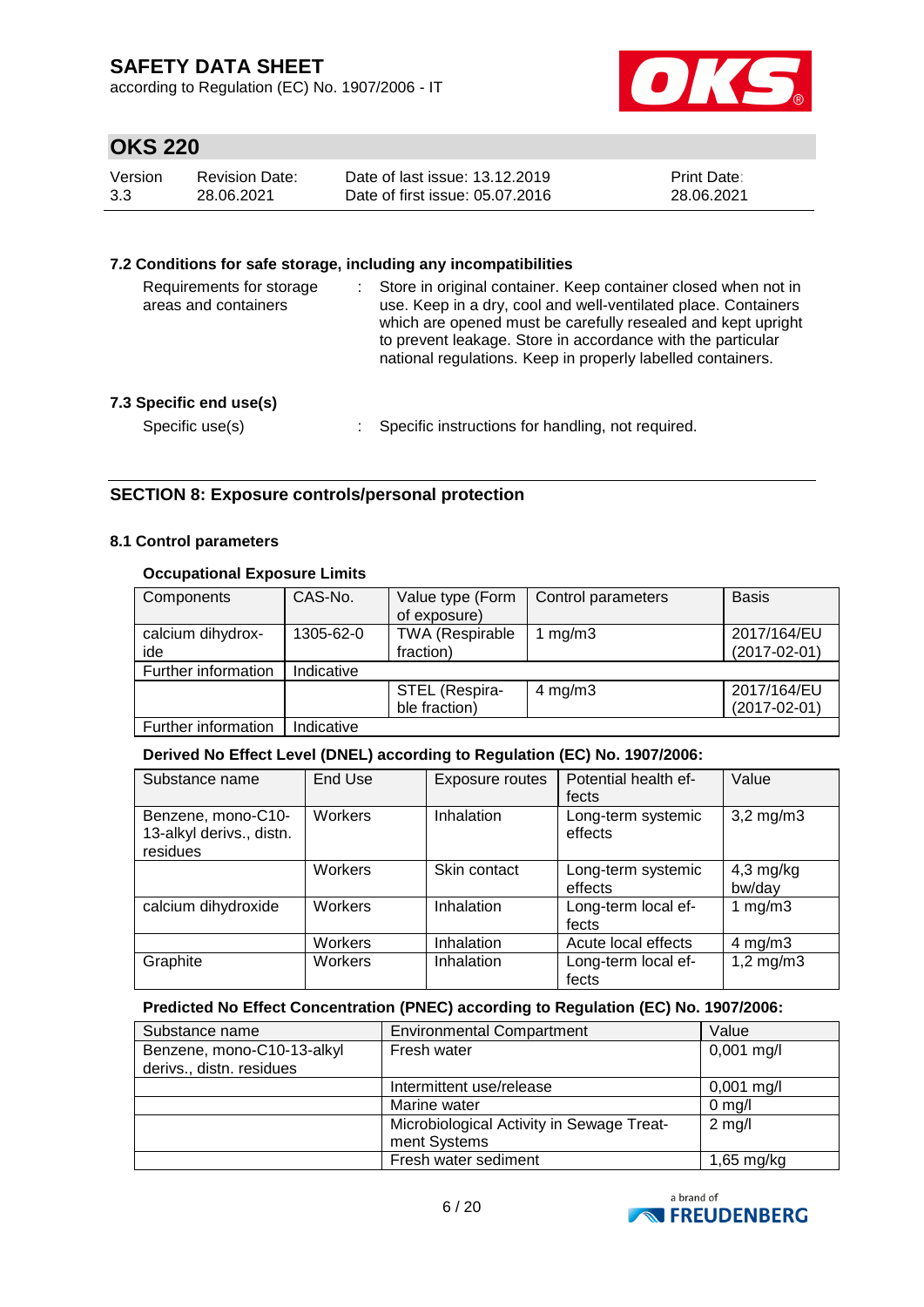### 7.2 Conditions for safe storage, including any incompatibilities

Requirements for storage areas and containers : Store in original container. Keep container closed when not in use. Keep in a dry, cool and well-ventilated place. Containers which are opened must be carefully resealed and kept upright to prevent leakage. Store in accordance with the particular national regulations. Keep in properly labelled containers.

### 7.3 Specific end use(s)

Specific use(s) : Specific instructions for handling, not required.

## SECTION 8: Exposure controls/personal protection

### 8.1 Control parameters

**Occupational Exposure Limits**

| Components | CAS-No. | Value type (Form of exposure) | Control parameters | Basis |
|---|---|---|---|---|
| calcium dihydroxide | 1305-62-0 | TWA (Respirable fraction) | 1 mg/m3 | 2017/164/EU (2017-02-01) |
| Further information | Indicative | | | |
| | | STEL (Respirable fraction) | 4 mg/m3 | 2017/164/EU (2017-02-01) |
| Further information | Indicative | | | |

**Derived No Effect Level (DNEL) according to Regulation (EC) No. 1907/2006:**

| Substance name | End Use | Exposure routes | Potential health effects | Value |
|---|---|---|---|---|
| Benzene, mono-C10-13-alkyl derivs., distn. residues | Workers | Inhalation | Long-term systemic effects | 3,2 mg/m3 |
| | Workers | Skin contact | Long-term systemic effects | 4,3 mg/kg bw/day |
| calcium dihydroxide | Workers | Inhalation | Long-term local effects | 1 mg/m3 |
| | Workers | Inhalation | Acute local effects | 4 mg/m3 |
| Graphite | Workers | Inhalation | Long-term local effects | 1,2 mg/m3 |

**Predicted No Effect Concentration (PNEC) according to Regulation (EC) No. 1907/2006:**

| Substance name | Environmental Compartment | Value |
|---|---|---|
| Benzene, mono-C10-13-alkyl derivs., distn. residues | Fresh water | 0,001 mg/l |
| | Intermittent use/release | 0,001 mg/l |
| | Marine water | 0 mg/l |
| | Microbiological Activity in Sewage Treatment Systems | 2 mg/l |
| | Fresh water sediment | 1,65 mg/kg |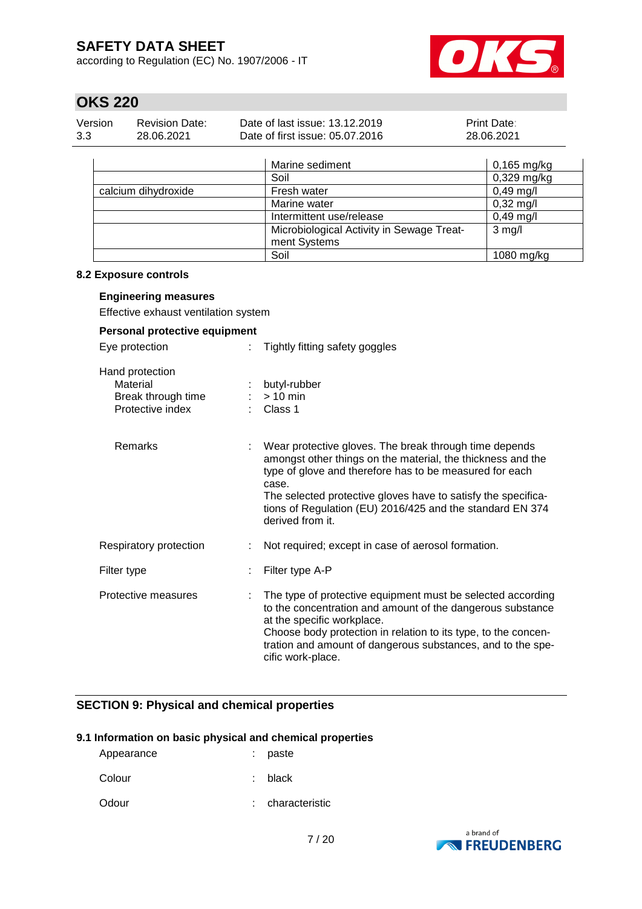| | | |
|---|---|---|
| | Marine sediment | 0,165 mg/kg |
| | Soil | 0,329 mg/kg |
| calcium dihydroxide | Fresh water | 0,49 mg/l |
| | Marine water | 0,32 mg/l |
| | Intermittent use/release | 0,49 mg/l |
| | Microbiological Activity in Sewage Treatment Systems | 3 mg/l |
| | Soil | 1080 mg/kg |

### 8.2 Exposure controls

**Engineering measures**

Effective exhaust ventilation system

**Personal protective equipment**

Eye protection : Tightly fitting safety goggles

Hand protection
- Material : butyl-rubber
- Break through time : > 10 min
- Protective index : Class 1

Remarks : Wear protective gloves. The break through time depends amongst other things on the material, the thickness and the type of glove and therefore has to be measured for each case.
The selected protective gloves have to satisfy the specifications of Regulation (EU) 2016/425 and the standard EN 374 derived from it.

Respiratory protection : Not required; except in case of aerosol formation.

Filter type : Filter type A-P

Protective measures : The type of protective equipment must be selected according to the concentration and amount of the dangerous substance at the specific workplace.
Choose body protection in relation to its type, to the concentration and amount of dangerous substances, and to the specific work-place.

## SECTION 9: Physical and chemical properties

### 9.1 Information on basic physical and chemical properties

Appearance : paste

Colour : black

Odour : characteristic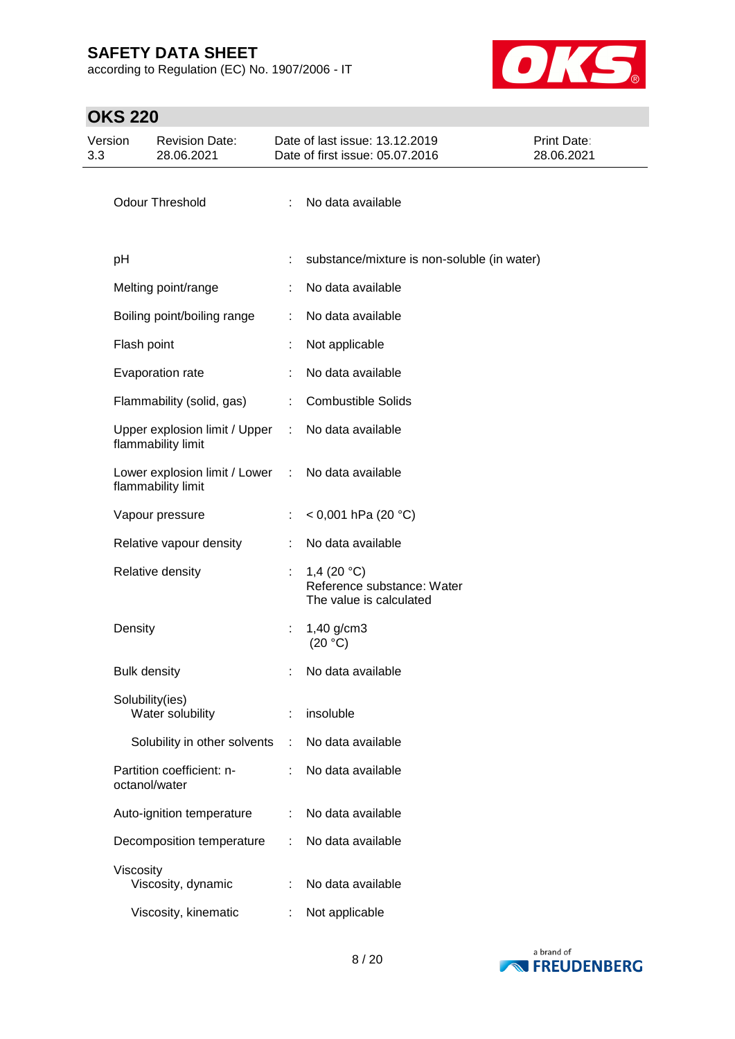| | | |
|---|---|---|
| Odour Threshold | : | No data available |
| pH | : | substance/mixture is non-soluble (in water) |
| Melting point/range | : | No data available |
| Boiling point/boiling range | : | No data available |
| Flash point | : | Not applicable |
| Evaporation rate | : | No data available |
| Flammability (solid, gas) | : | Combustible Solids |
| Upper explosion limit / Upper flammability limit | : | No data available |
| Lower explosion limit / Lower flammability limit | : | No data available |
| Vapour pressure | : | < 0,001 hPa (20 °C) |
| Relative vapour density | : | No data available |
| Relative density | : | 1,4 (20 °C)<br>Reference substance: Water<br>The value is calculated |
| Density | : | 1,40 g/cm3<br>(20 °C) |
| Bulk density | : | No data available |
| Solubility(ies)<br>Water solubility | : | insoluble |
| Solubility in other solvents | : | No data available |
| Partition coefficient: n-octanol/water | : | No data available |
| Auto-ignition temperature | : | No data available |
| Decomposition temperature | : | No data available |
| Viscosity<br>Viscosity, dynamic | : | No data available |
| Viscosity, kinematic | : | Not applicable |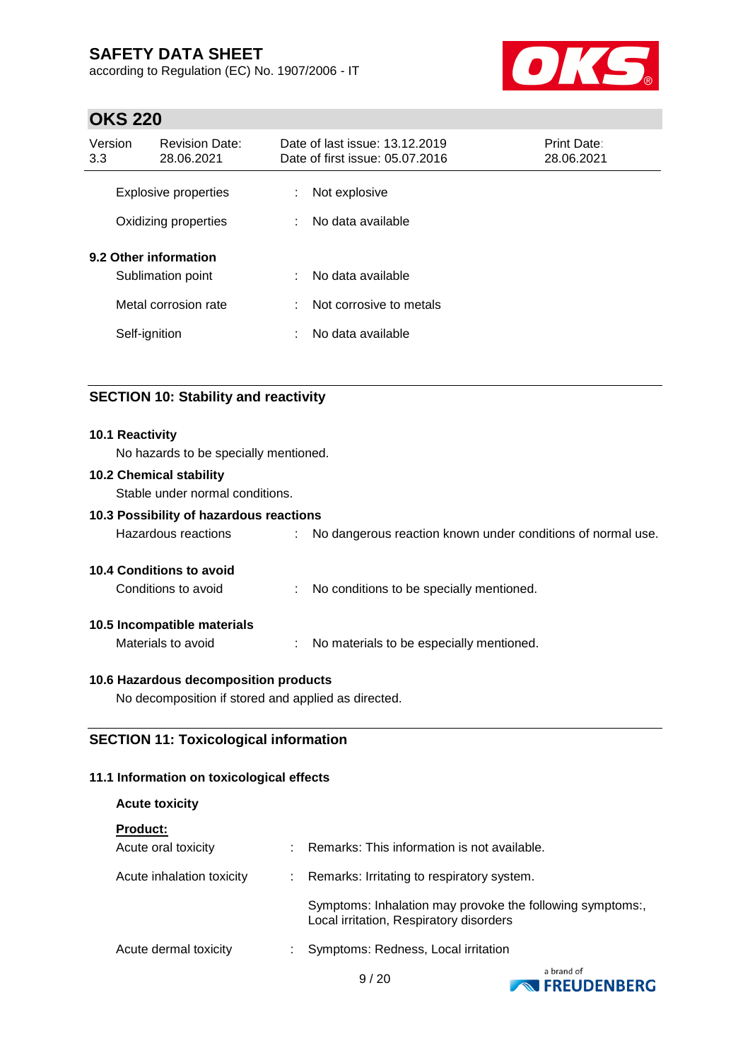| | | |
|---|---|---|
| Explosive properties | : | Not explosive |
| Oxidizing properties | : | No data available |

**9.2 Other information**

| | | |
|---|---|---|
| Sublimation point | : | No data available |
| Metal corrosion rate | : | Not corrosive to metals |
| Self-ignition | : | No data available |

## SECTION 10: Stability and reactivity

**10.1 Reactivity**

No hazards to be specially mentioned.

**10.2 Chemical stability**

Stable under normal conditions.

**10.3 Possibility of hazardous reactions**

Hazardous reactions : No dangerous reaction known under conditions of normal use.

**10.4 Conditions to avoid**

Conditions to avoid : No conditions to be specially mentioned.

**10.5 Incompatible materials**

Materials to avoid : No materials to be especially mentioned.

**10.6 Hazardous decomposition products**

No decomposition if stored and applied as directed.

## SECTION 11: Toxicological information

**11.1 Information on toxicological effects**

**Acute toxicity**

**Product:**

| | | |
|---|---|---|
| Acute oral toxicity | : | Remarks: This information is not available. |
| Acute inhalation toxicity | : | Remarks: Irritating to respiratory system. |
| | | Symptoms: Inhalation may provoke the following symptoms:, Local irritation, Respiratory disorders |
| Acute dermal toxicity | : | Symptoms: Redness, Local irritation |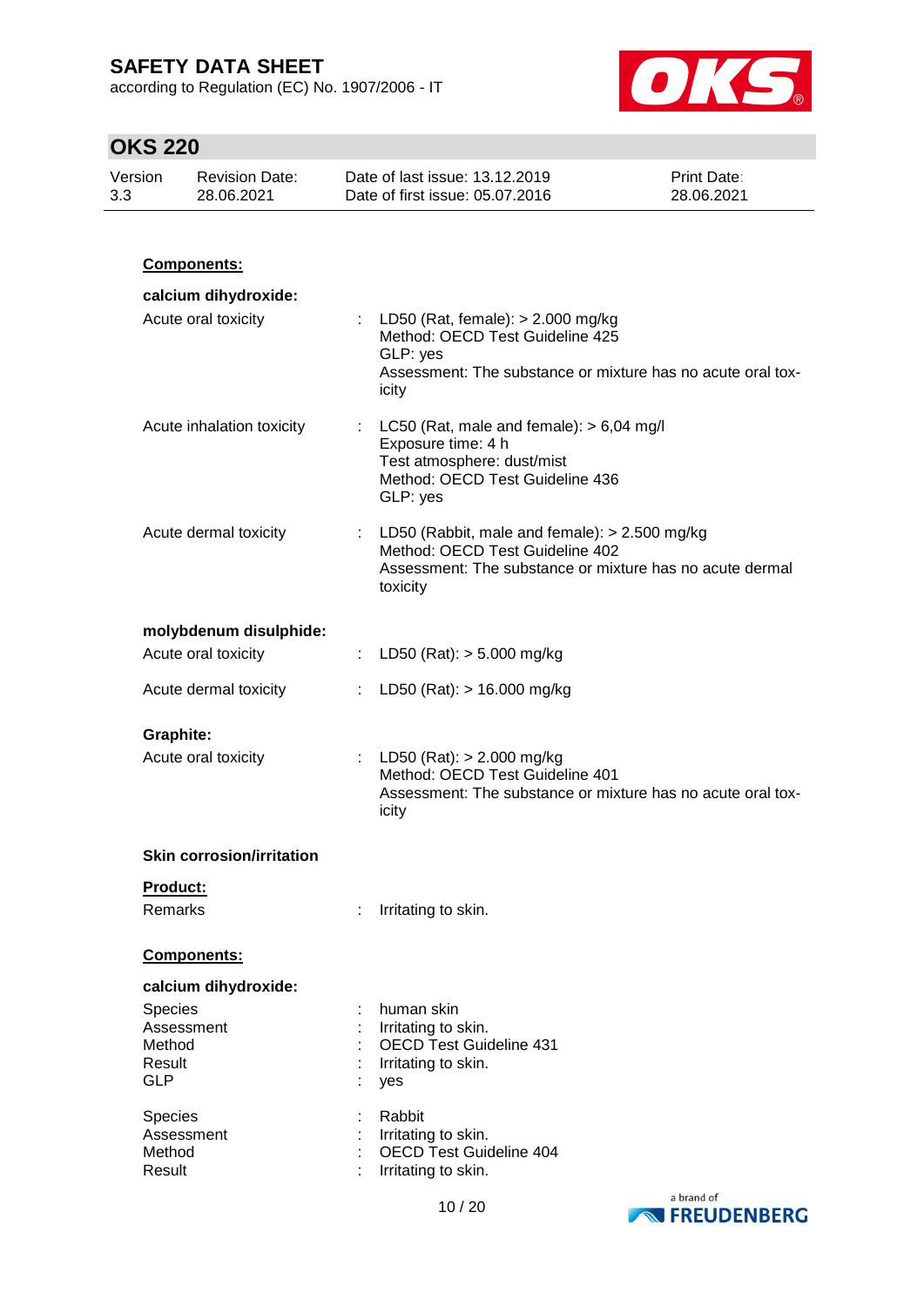**Components:**

**calcium dihydroxide:**

Acute oral toxicity : LD50 (Rat, female): > 2.000 mg/kg
Method: OECD Test Guideline 425
GLP: yes
Assessment: The substance or mixture has no acute oral toxicity

Acute inhalation toxicity : LC50 (Rat, male and female): > 6,04 mg/l
Exposure time: 4 h
Test atmosphere: dust/mist
Method: OECD Test Guideline 436
GLP: yes

Acute dermal toxicity : LD50 (Rabbit, male and female): > 2.500 mg/kg
Method: OECD Test Guideline 402
Assessment: The substance or mixture has no acute dermal toxicity

**molybdenum disulphide:**

Acute oral toxicity : LD50 (Rat): > 5.000 mg/kg

Acute dermal toxicity : LD50 (Rat): > 16.000 mg/kg

**Graphite:**

Acute oral toxicity : LD50 (Rat): > 2.000 mg/kg
Method: OECD Test Guideline 401
Assessment: The substance or mixture has no acute oral toxicity

**Skin corrosion/irritation**

**Product:**

Remarks : Irritating to skin.

**Components:**

**calcium dihydroxide:**

Species : human skin
Assessment : Irritating to skin.
Method : OECD Test Guideline 431
Result : Irritating to skin.
GLP : yes

Species : Rabbit
Assessment : Irritating to skin.
Method : OECD Test Guideline 404
Result : Irritating to skin.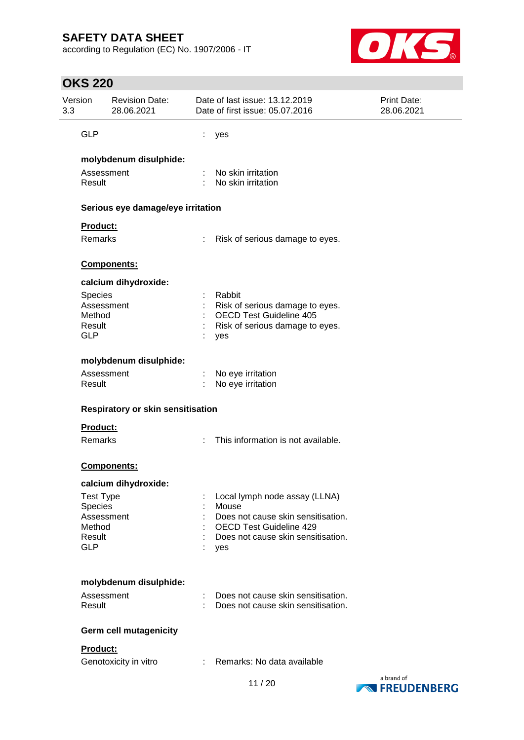| | | |
|---|---|---|
| GLP | : | yes |

**molybdenum disulphide:**

| | | |
|---|---|---|
| Assessment | : | No skin irritation |
| Result | : | No skin irritation |

**Serious eye damage/eye irritation**

**Product:**

| | | |
|---|---|---|
| Remarks | : | Risk of serious damage to eyes. |

**Components:**

**calcium dihydroxide:**

| | | |
|---|---|---|
| Species | : | Rabbit |
| Assessment | : | Risk of serious damage to eyes. |
| Method | : | OECD Test Guideline 405 |
| Result | : | Risk of serious damage to eyes. |
| GLP | : | yes |

**molybdenum disulphide:**

| | | |
|---|---|---|
| Assessment | : | No eye irritation |
| Result | : | No eye irritation |

**Respiratory or skin sensitisation**

**Product:**

| | | |
|---|---|---|
| Remarks | : | This information is not available. |

**Components:**

**calcium dihydroxide:**

| | | |
|---|---|---|
| Test Type | : | Local lymph node assay (LLNA) |
| Species | : | Mouse |
| Assessment | : | Does not cause skin sensitisation. |
| Method | : | OECD Test Guideline 429 |
| Result | : | Does not cause skin sensitisation. |
| GLP | : | yes |

**molybdenum disulphide:**

| | | |
|---|---|---|
| Assessment | : | Does not cause skin sensitisation. |
| Result | : | Does not cause skin sensitisation. |

**Germ cell mutagenicity**

**Product:**

| | | |
|---|---|---|
| Genotoxicity in vitro | : | Remarks: No data available |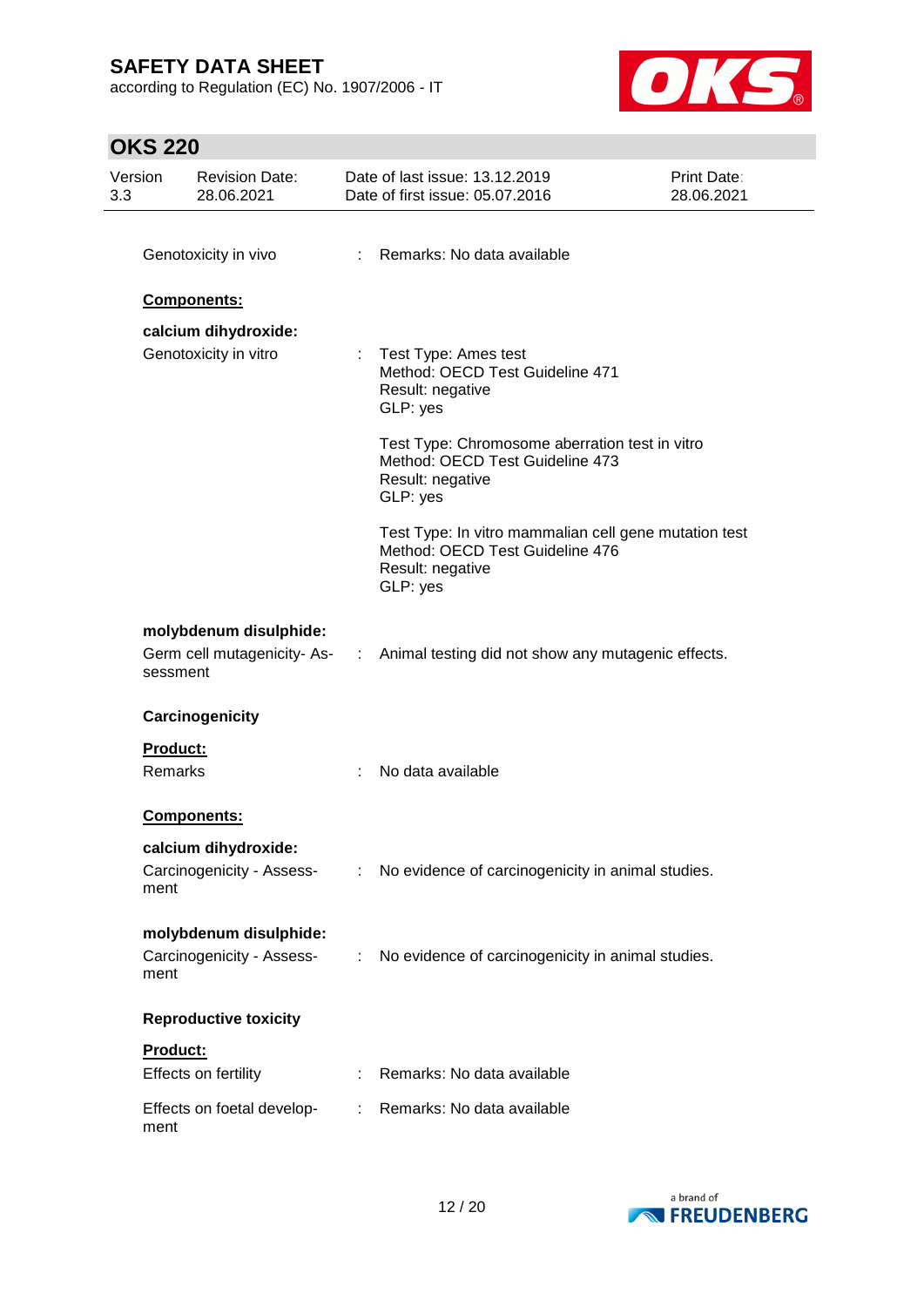Genotoxicity in vivo : Remarks: No data available

**Components:**

**calcium dihydroxide:**

Genotoxicity in vitro :
Test Type: Ames test
Method: OECD Test Guideline 471
Result: negative
GLP: yes

Test Type: Chromosome aberration test in vitro
Method: OECD Test Guideline 473
Result: negative
GLP: yes

Test Type: In vitro mammalian cell gene mutation test
Method: OECD Test Guideline 476
Result: negative
GLP: yes

**molybdenum disulphide:**

Germ cell mutagenicity- Assessment : Animal testing did not show any mutagenic effects.

**Carcinogenicity**

**Product:**

Remarks : No data available

**Components:**

**calcium dihydroxide:**

Carcinogenicity - Assessment : No evidence of carcinogenicity in animal studies.

**molybdenum disulphide:**

Carcinogenicity - Assessment : No evidence of carcinogenicity in animal studies.

**Reproductive toxicity**

**Product:**

Effects on fertility : Remarks: No data available

Effects on foetal development : Remarks: No data available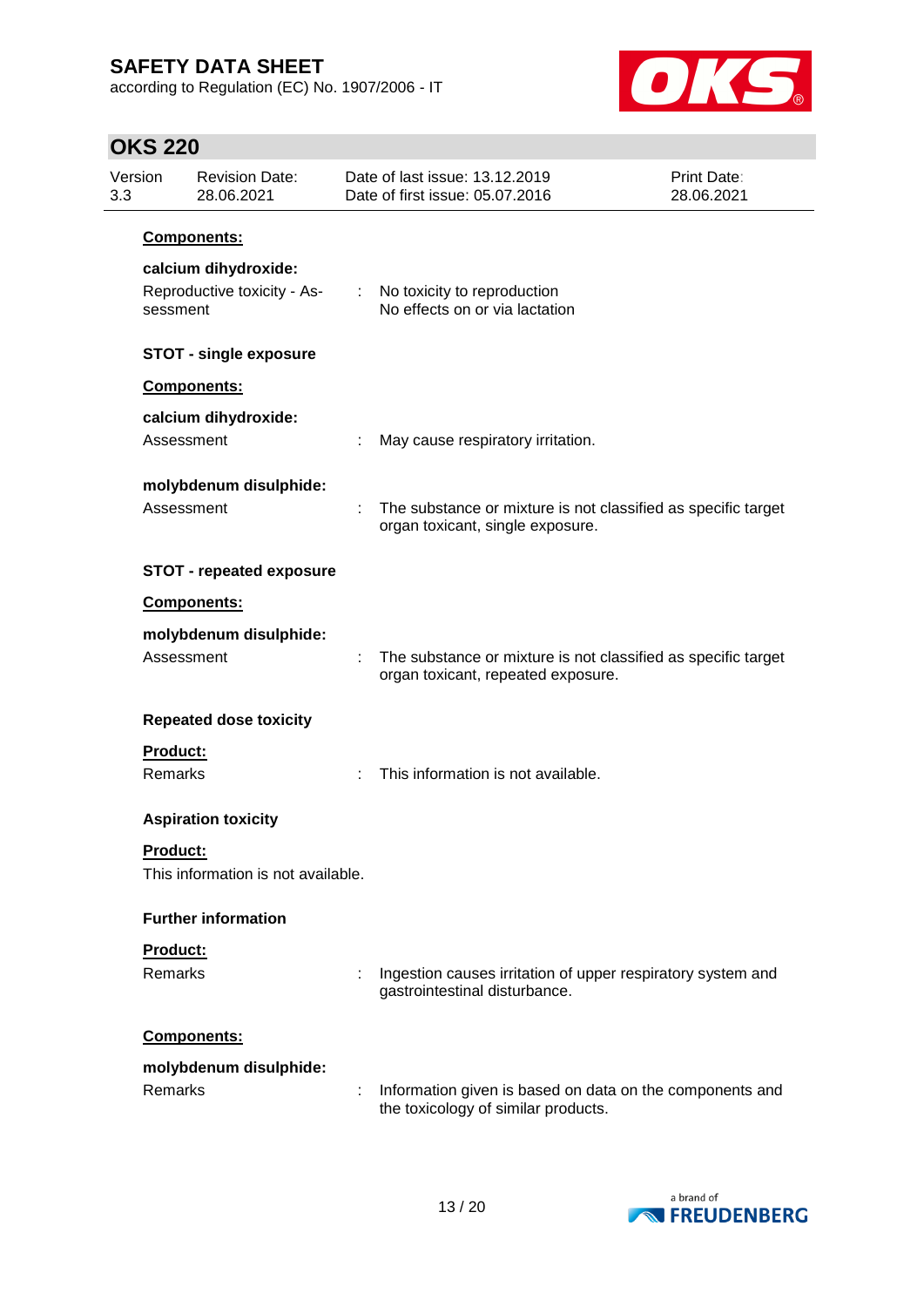**Components:**

**calcium dihydroxide:**

Reproductive toxicity - Assessment : No toxicity to reproduction
No effects on or via lactation

**STOT - single exposure**

**Components:**

**calcium dihydroxide:**

Assessment : May cause respiratory irritation.

**molybdenum disulphide:**

Assessment : The substance or mixture is not classified as specific target organ toxicant, single exposure.

**STOT - repeated exposure**

**Components:**

**molybdenum disulphide:**

Assessment : The substance or mixture is not classified as specific target organ toxicant, repeated exposure.

**Repeated dose toxicity**

**Product:**

Remarks : This information is not available.

**Aspiration toxicity**

**Product:**

This information is not available.

**Further information**

**Product:**

Remarks : Ingestion causes irritation of upper respiratory system and gastrointestinal disturbance.

**Components:**

**molybdenum disulphide:**

Remarks : Information given is based on data on the components and the toxicology of similar products.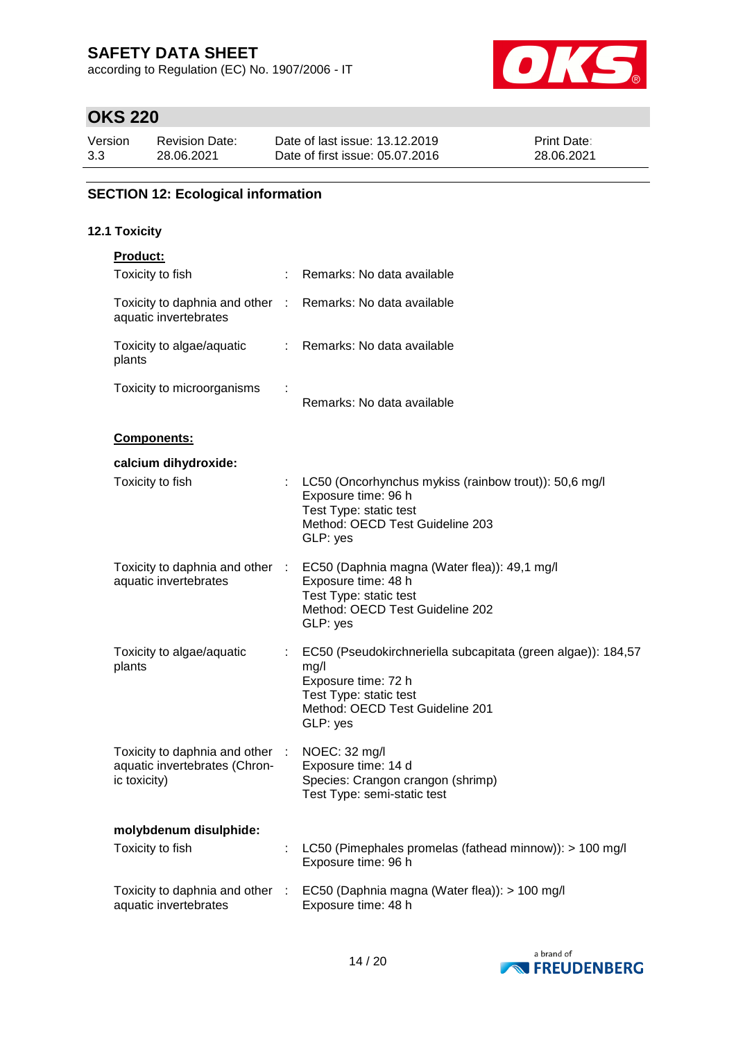## SECTION 12: Ecological information

### 12.1 Toxicity

**Product:**

| | | |
|---|---|---|
| Toxicity to fish | : | Remarks: No data available |
| Toxicity to daphnia and other aquatic invertebrates | : | Remarks: No data available |
| Toxicity to algae/aquatic plants | : | Remarks: No data available |
| Toxicity to microorganisms | : | Remarks: No data available |

**Components:**

**calcium dihydroxide:**

| | | |
|---|---|---|
| Toxicity to fish | : | LC50 (Oncorhynchus mykiss (rainbow trout)): 50,6 mg/l<br>Exposure time: 96 h<br>Test Type: static test<br>Method: OECD Test Guideline 203<br>GLP: yes |
| Toxicity to daphnia and other aquatic invertebrates | : | EC50 (Daphnia magna (Water flea)): 49,1 mg/l<br>Exposure time: 48 h<br>Test Type: static test<br>Method: OECD Test Guideline 202<br>GLP: yes |
| Toxicity to algae/aquatic plants | : | EC50 (Pseudokirchneriella subcapitata (green algae)): 184,57 mg/l<br>Exposure time: 72 h<br>Test Type: static test<br>Method: OECD Test Guideline 201<br>GLP: yes |
| Toxicity to daphnia and other aquatic invertebrates (Chronic toxicity) | : | NOEC: 32 mg/l<br>Exposure time: 14 d<br>Species: Crangon crangon (shrimp)<br>Test Type: semi-static test |

**molybdenum disulphide:**

| | | |
|---|---|---|
| Toxicity to fish | : | LC50 (Pimephales promelas (fathead minnow)): > 100 mg/l<br>Exposure time: 96 h |
| Toxicity to daphnia and other aquatic invertebrates | : | EC50 (Daphnia magna (Water flea)): > 100 mg/l<br>Exposure time: 48 h |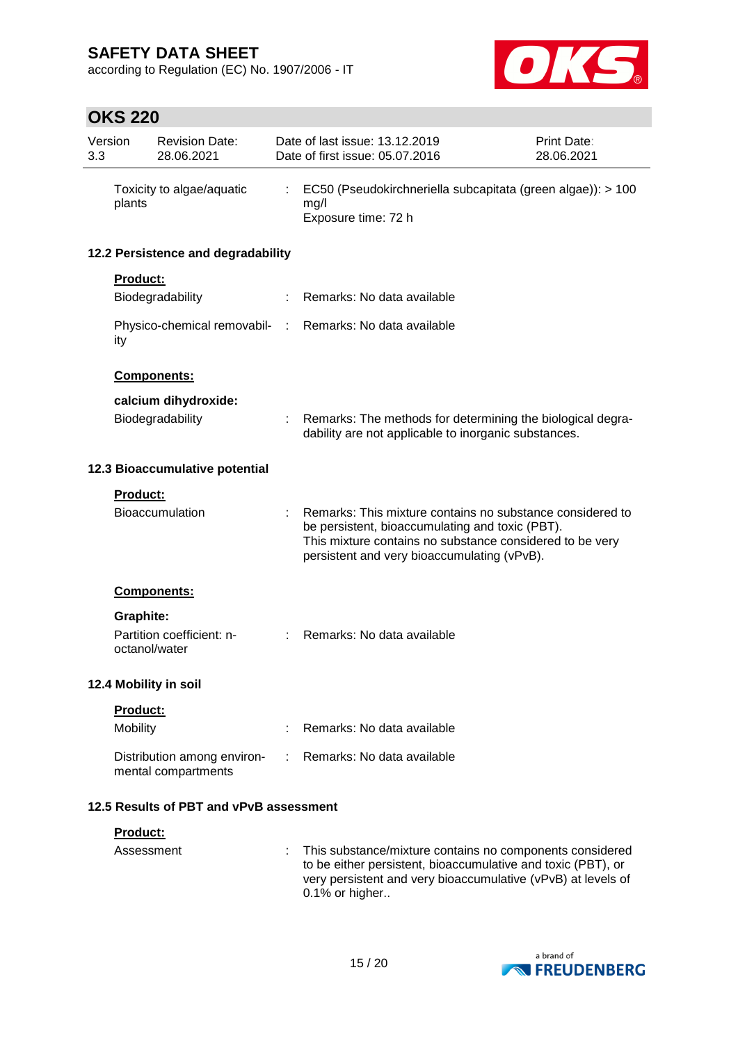| | | |
|---|---|---|
| Toxicity to algae/aquatic plants | : | EC50 (Pseudokirchneriella subcapitata (green algae)): > 100 mg/l<br>Exposure time: 72 h |

### 12.2 Persistence and degradability

**Product:**

| | | |
|---|---|---|
| Biodegradability | : | Remarks: No data available |
| Physico-chemical removability | : | Remarks: No data available |

**Components:**

**calcium dihydroxide:**

| | | |
|---|---|---|
| Biodegradability | : | Remarks: The methods for determining the biological degradability are not applicable to inorganic substances. |

### 12.3 Bioaccumulative potential

**Product:**

| | | |
|---|---|---|
| Bioaccumulation | : | Remarks: This mixture contains no substance considered to be persistent, bioaccumulating and toxic (PBT).<br>This mixture contains no substance considered to be very persistent and very bioaccumulating (vPvB). |

**Components:**

**Graphite:**

| | | |
|---|---|---|
| Partition coefficient: n-octanol/water | : | Remarks: No data available |

### 12.4 Mobility in soil

**Product:**

| | | |
|---|---|---|
| Mobility | : | Remarks: No data available |
| Distribution among environmental compartments | : | Remarks: No data available |

### 12.5 Results of PBT and vPvB assessment

**Product:**

| | | |
|---|---|---|
| Assessment | : | This substance/mixture contains no components considered to be either persistent, bioaccumulative and toxic (PBT), or very persistent and very bioaccumulative (vPvB) at levels of 0.1% or higher.. |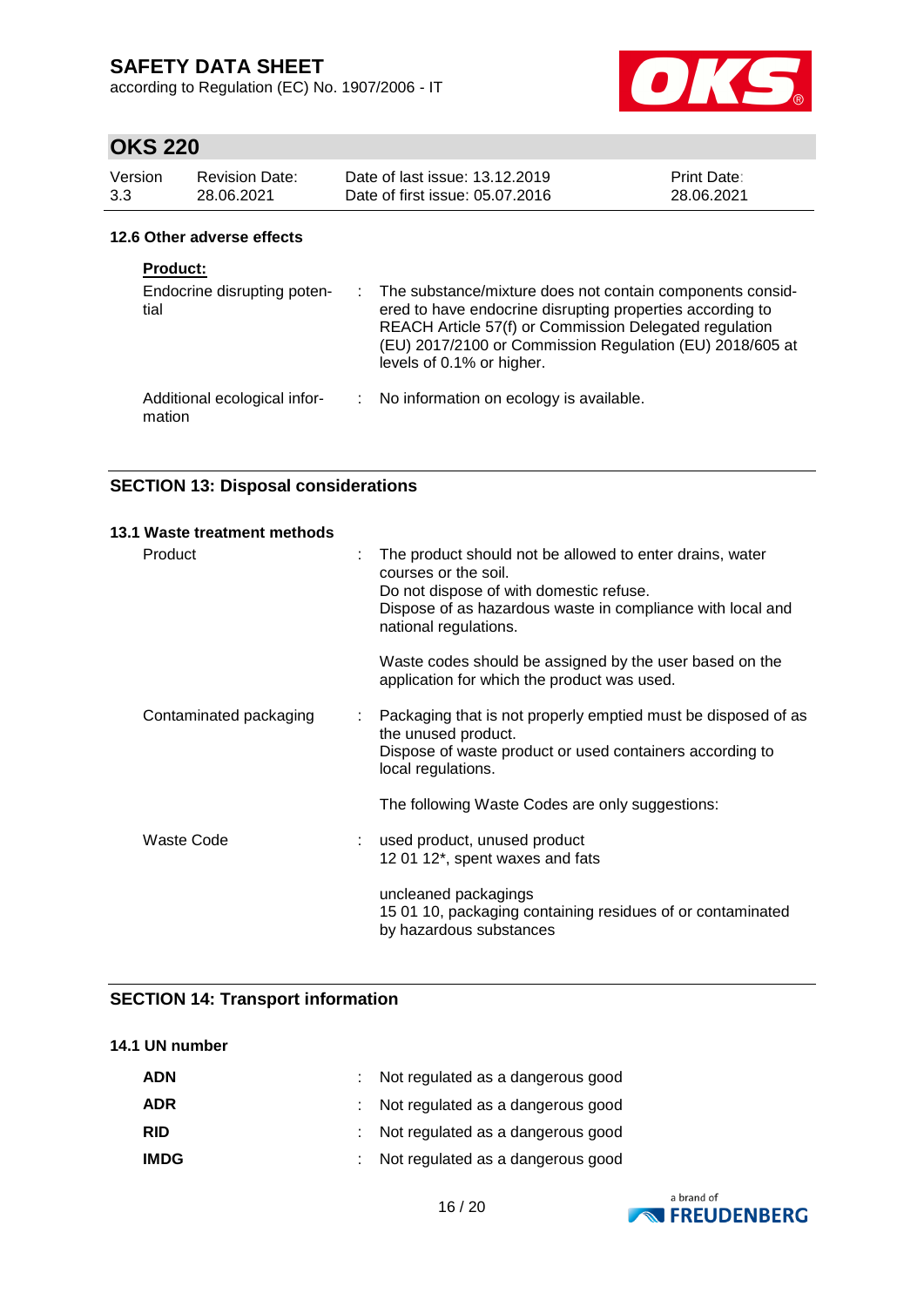### 12.6 Other adverse effects

**Product:**

Endocrine disrupting potential : The substance/mixture does not contain components considered to have endocrine disrupting properties according to REACH Article 57(f) or Commission Delegated regulation (EU) 2017/2100 or Commission Regulation (EU) 2018/605 at levels of 0.1% or higher.

Additional ecological information : No information on ecology is available.

## SECTION 13: Disposal considerations

### 13.1 Waste treatment methods

Product : The product should not be allowed to enter drains, water courses or the soil.
Do not dispose of with domestic refuse.
Dispose of as hazardous waste in compliance with local and national regulations.

Waste codes should be assigned by the user based on the application for which the product was used.

Contaminated packaging : Packaging that is not properly emptied must be disposed of as the unused product.
Dispose of waste product or used containers according to local regulations.

The following Waste Codes are only suggestions:

Waste Code : used product, unused product
12 01 12*, spent waxes and fats

uncleaned packagings
15 01 10, packaging containing residues of or contaminated by hazardous substances

## SECTION 14: Transport information

### 14.1 UN number

| | |
|---|---|
| **ADN** | Not regulated as a dangerous good |
| **ADR** | Not regulated as a dangerous good |
| **RID** | Not regulated as a dangerous good |
| **IMDG** | Not regulated as a dangerous good |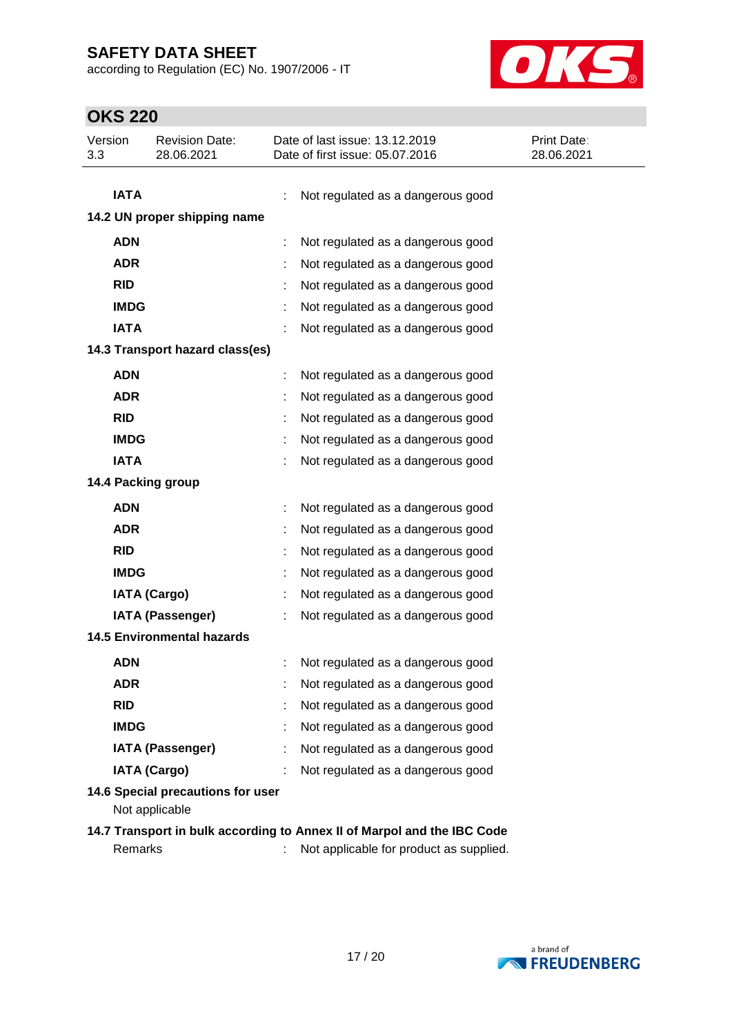| | | |
|---|---|---|
| **IATA** | : | Not regulated as a dangerous good |

**14.2 UN proper shipping name**

| | | |
|---|---|---|
| **ADN** | : | Not regulated as a dangerous good |
| **ADR** | : | Not regulated as a dangerous good |
| **RID** | : | Not regulated as a dangerous good |
| **IMDG** | : | Not regulated as a dangerous good |
| **IATA** | : | Not regulated as a dangerous good |

**14.3 Transport hazard class(es)**

| | | |
|---|---|---|
| **ADN** | : | Not regulated as a dangerous good |
| **ADR** | : | Not regulated as a dangerous good |
| **RID** | : | Not regulated as a dangerous good |
| **IMDG** | : | Not regulated as a dangerous good |
| **IATA** | : | Not regulated as a dangerous good |

**14.4 Packing group**

| | | |
|---|---|---|
| **ADN** | : | Not regulated as a dangerous good |
| **ADR** | : | Not regulated as a dangerous good |
| **RID** | : | Not regulated as a dangerous good |
| **IMDG** | : | Not regulated as a dangerous good |
| **IATA (Cargo)** | : | Not regulated as a dangerous good |
| **IATA (Passenger)** | : | Not regulated as a dangerous good |

**14.5 Environmental hazards**

| | | |
|---|---|---|
| **ADN** | : | Not regulated as a dangerous good |
| **ADR** | : | Not regulated as a dangerous good |
| **RID** | : | Not regulated as a dangerous good |
| **IMDG** | : | Not regulated as a dangerous good |
| **IATA (Passenger)** | : | Not regulated as a dangerous good |
| **IATA (Cargo)** | : | Not regulated as a dangerous good |

**14.6 Special precautions for user**

Not applicable

**14.7 Transport in bulk according to Annex II of Marpol and the IBC Code**

| | | |
|---|---|---|
| Remarks | : | Not applicable for product as supplied. |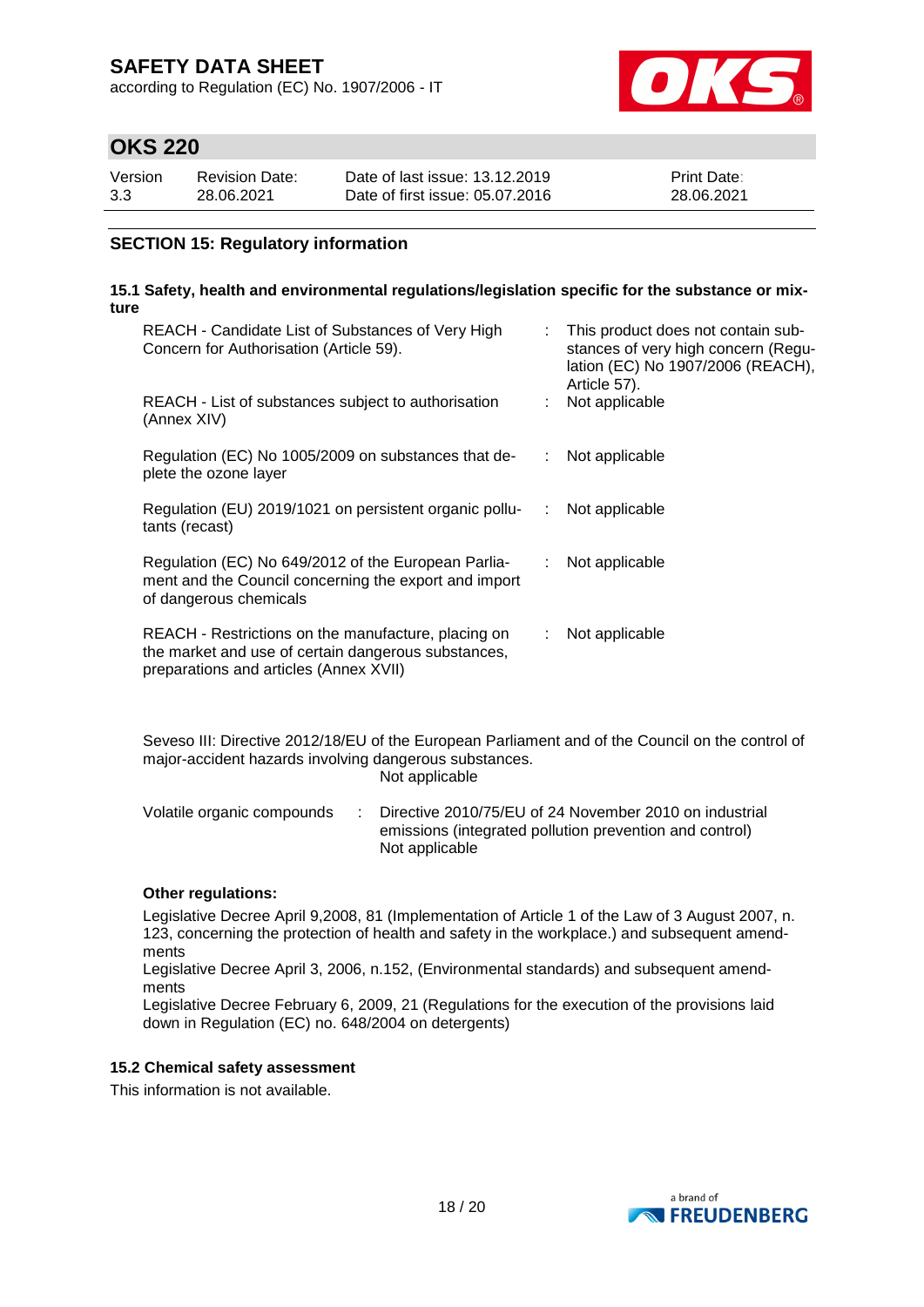# SAFETY DATA SHEET

according to Regulation (EC) No. 1907/2006 - IT

## OKS 220

| Version | Revision Date: | Date of last issue: 13.12.2019 | Print Date: |
|---|---|---|---|
| 3.3 | 28.06.2021 | Date of first issue: 05.07.2016 | 28.06.2021 |

### SECTION 15: Regulatory information

#### 15.1 Safety, health and environmental regulations/legislation specific for the substance or mixture

| | | |
|---|---|---|
| REACH - Candidate List of Substances of Very High Concern for Authorisation (Article 59). | : | This product does not contain substances of very high concern (Regulation (EC) No 1907/2006 (REACH), Article 57). |
| REACH - List of substances subject to authorisation (Annex XIV) | : | Not applicable |
| Regulation (EC) No 1005/2009 on substances that deplete the ozone layer | : | Not applicable |
| Regulation (EU) 2019/1021 on persistent organic pollutants (recast) | : | Not applicable |
| Regulation (EC) No 649/2012 of the European Parliament and the Council concerning the export and import of dangerous chemicals | : | Not applicable |
| REACH - Restrictions on the manufacture, placing on the market and use of certain dangerous substances, preparations and articles (Annex XVII) | : | Not applicable |

Seveso III: Directive 2012/18/EU of the European Parliament and of the Council on the control of major-accident hazards involving dangerous substances.
Not applicable

Volatile organic compounds : Directive 2010/75/EU of 24 November 2010 on industrial emissions (integrated pollution prevention and control)
Not applicable

**Other regulations:**

Legislative Decree April 9,2008, 81 (Implementation of Article 1 of the Law of 3 August 2007, n. 123, concerning the protection of health and safety in the workplace.) and subsequent amendments
Legislative Decree April 3, 2006, n.152, (Environmental standards) and subsequent amendments
Legislative Decree February 6, 2009, 21 (Regulations for the execution of the provisions laid down in Regulation (EC) no. 648/2004 on detergents)

#### 15.2 Chemical safety assessment

This information is not available.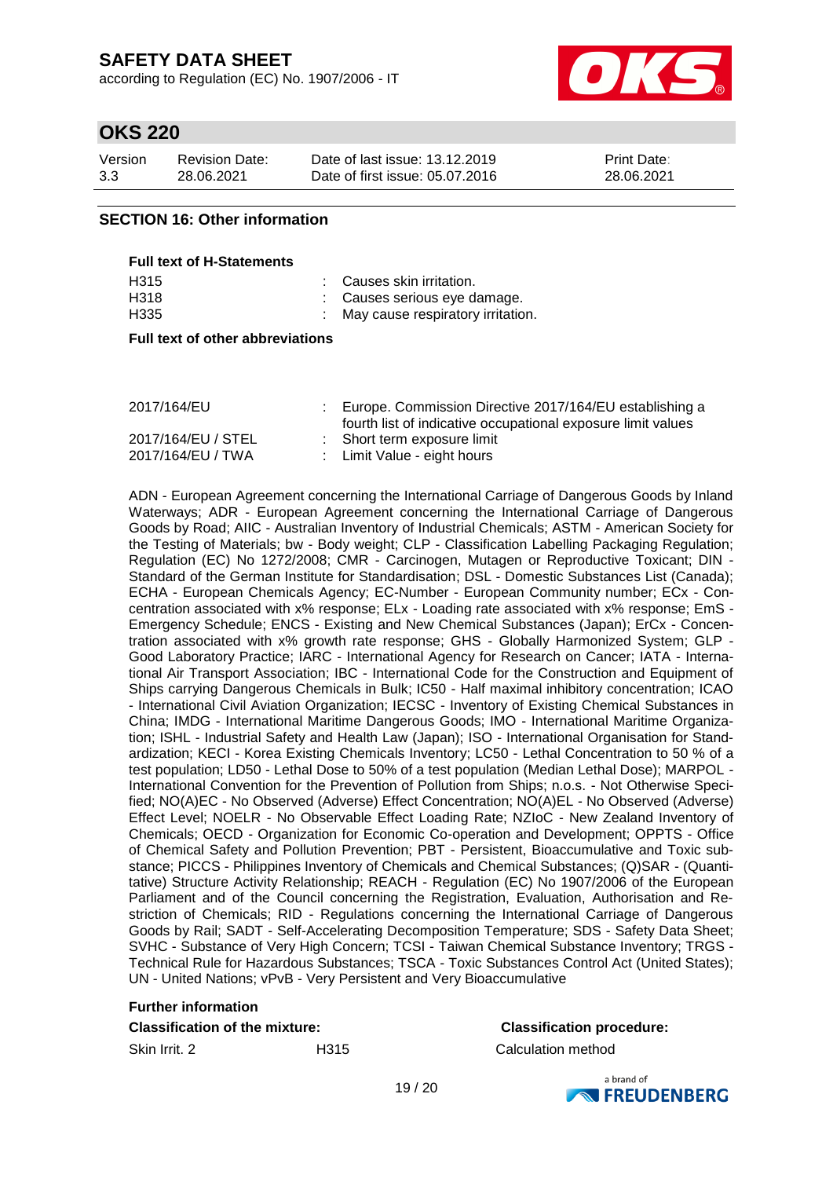## SECTION 16: Other information

**Full text of H-Statements**

| | |
|---|---|
| H315 | : Causes skin irritation. |
| H318 | : Causes serious eye damage. |
| H335 | : May cause respiratory irritation. |

**Full text of other abbreviations**

| | |
|---|---|
| 2017/164/EU | : Europe. Commission Directive 2017/164/EU establishing a fourth list of indicative occupational exposure limit values |
| 2017/164/EU / STEL | : Short term exposure limit |
| 2017/164/EU / TWA | : Limit Value - eight hours |

ADN - European Agreement concerning the International Carriage of Dangerous Goods by Inland Waterways; ADR - European Agreement concerning the International Carriage of Dangerous Goods by Road; AIIC - Australian Inventory of Industrial Chemicals; ASTM - American Society for the Testing of Materials; bw - Body weight; CLP - Classification Labelling Packaging Regulation; Regulation (EC) No 1272/2008; CMR - Carcinogen, Mutagen or Reproductive Toxicant; DIN - Standard of the German Institute for Standardisation; DSL - Domestic Substances List (Canada); ECHA - European Chemicals Agency; EC-Number - European Community number; ECx - Concentration associated with x% response; ELx - Loading rate associated with x% response; EmS - Emergency Schedule; ENCS - Existing and New Chemical Substances (Japan); ErCx - Concentration associated with x% growth rate response; GHS - Globally Harmonized System; GLP - Good Laboratory Practice; IARC - International Agency for Research on Cancer; IATA - International Air Transport Association; IBC - International Code for the Construction and Equipment of Ships carrying Dangerous Chemicals in Bulk; IC50 - Half maximal inhibitory concentration; ICAO - International Civil Aviation Organization; IECSC - Inventory of Existing Chemical Substances in China; IMDG - International Maritime Dangerous Goods; IMO - International Maritime Organization; ISHL - Industrial Safety and Health Law (Japan); ISO - International Organisation for Standardization; KECI - Korea Existing Chemicals Inventory; LC50 - Lethal Concentration to 50 % of a test population; LD50 - Lethal Dose to 50% of a test population (Median Lethal Dose); MARPOL - International Convention for the Prevention of Pollution from Ships; n.o.s. - Not Otherwise Specified; NO(A)EC - No Observed (Adverse) Effect Concentration; NO(A)EL - No Observed (Adverse) Effect Level; NOELR - No Observable Effect Loading Rate; NZIoC - New Zealand Inventory of Chemicals; OECD - Organization for Economic Co-operation and Development; OPPTS - Office of Chemical Safety and Pollution Prevention; PBT - Persistent, Bioaccumulative and Toxic substance; PICCS - Philippines Inventory of Chemicals and Chemical Substances; (Q)SAR - (Quantitative) Structure Activity Relationship; REACH - Regulation (EC) No 1907/2006 of the European Parliament and of the Council concerning the Registration, Evaluation, Authorisation and Restriction of Chemicals; RID - Regulations concerning the International Carriage of Dangerous Goods by Rail; SADT - Self-Accelerating Decomposition Temperature; SDS - Safety Data Sheet; SVHC - Substance of Very High Concern; TCSI - Taiwan Chemical Substance Inventory; TRGS - Technical Rule for Hazardous Substances; TSCA - Toxic Substances Control Act (United States); UN - United Nations; vPvB - Very Persistent and Very Bioaccumulative

**Further information**

| **Classification of the mixture:** | | **Classification procedure:** |
|---|---|---|
| Skin Irrit. 2 | H315 | Calculation method |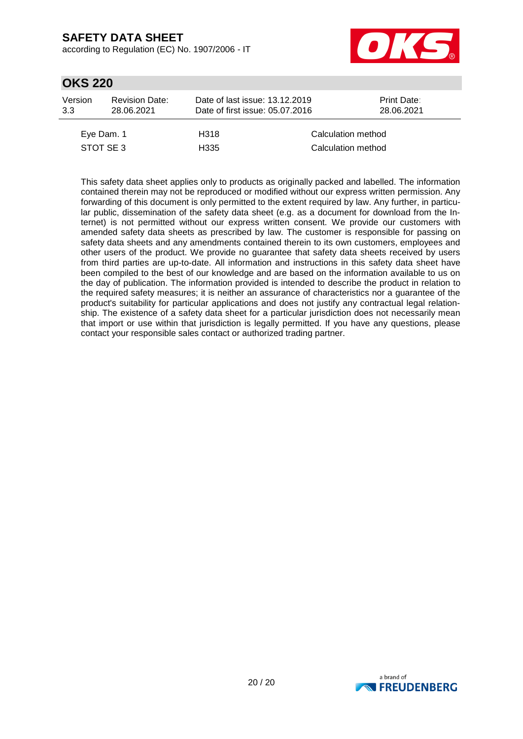| | | |
|---|---|---|
| Eye Dam. 1 | H318 | Calculation method |
| STOT SE 3 | H335 | Calculation method |

This safety data sheet applies only to products as originally packed and labelled. The information contained therein may not be reproduced or modified without our express written permission. Any forwarding of this document is only permitted to the extent required by law. Any further, in particular public, dissemination of the safety data sheet (e.g. as a document for download from the Internet) is not permitted without our express written consent. We provide our customers with amended safety data sheets as prescribed by law. The customer is responsible for passing on safety data sheets and any amendments contained therein to its own customers, employees and other users of the product. We provide no guarantee that safety data sheets received by users from third parties are up-to-date. All information and instructions in this safety data sheet have been compiled to the best of our knowledge and are based on the information available to us on the day of publication. The information provided is intended to describe the product in relation to the required safety measures; it is neither an assurance of characteristics nor a guarantee of the product's suitability for particular applications and does not justify any contractual legal relationship. The existence of a safety data sheet for a particular jurisdiction does not necessarily mean that import or use within that jurisdiction is legally permitted. If you have any questions, please contact your responsible sales contact or authorized trading partner.